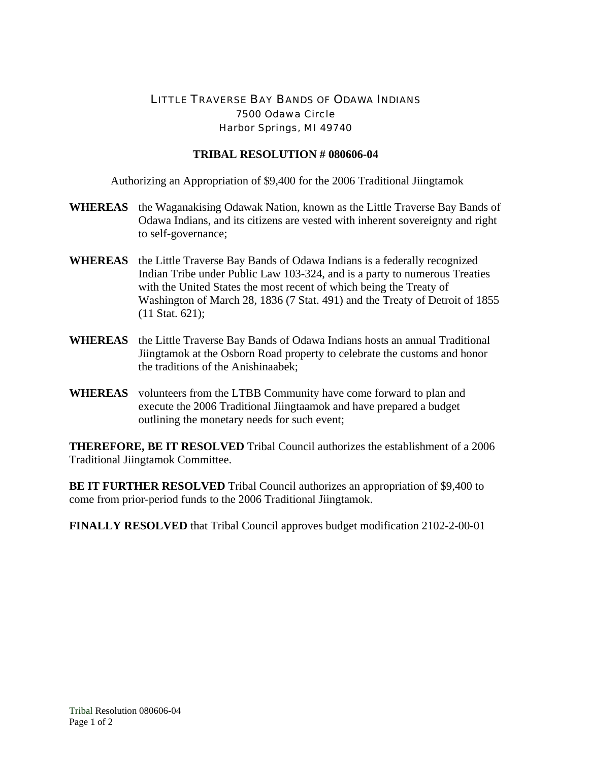LITTLE TRAVERSE BAY BANDS OF ODAWA INDIANS
7500 Odawa Circle
Harbor Springs, MI 49740

**TRIBAL RESOLUTION # 080606-04**

Authorizing an Appropriation of $9,400 for the 2006 Traditional Jiingtamok

**WHEREAS** the Waganakising Odawak Nation, known as the Little Traverse Bay Bands of Odawa Indians, and its citizens are vested with inherent sovereignty and right to self-governance;

**WHEREAS** the Little Traverse Bay Bands of Odawa Indians is a federally recognized Indian Tribe under Public Law 103-324, and is a party to numerous Treaties with the United States the most recent of which being the Treaty of Washington of March 28, 1836 (7 Stat. 491) and the Treaty of Detroit of 1855 (11 Stat. 621);

**WHEREAS** the Little Traverse Bay Bands of Odawa Indians hosts an annual Traditional Jiingtamok at the Osborn Road property to celebrate the customs and honor the traditions of the Anishinaabek;

**WHEREAS** volunteers from the LTBB Community have come forward to plan and execute the 2006 Traditional Jiingtaamok and have prepared a budget outlining the monetary needs for such event;

**THEREFORE, BE IT RESOLVED** Tribal Council authorizes the establishment of a 2006 Traditional Jiingtamok Committee.

**BE IT FURTHER RESOLVED** Tribal Council authorizes an appropriation of $9,400 to come from prior-period funds to the 2006 Traditional Jiingtamok.

**FINALLY RESOLVED** that Tribal Council approves budget modification 2102-2-00-01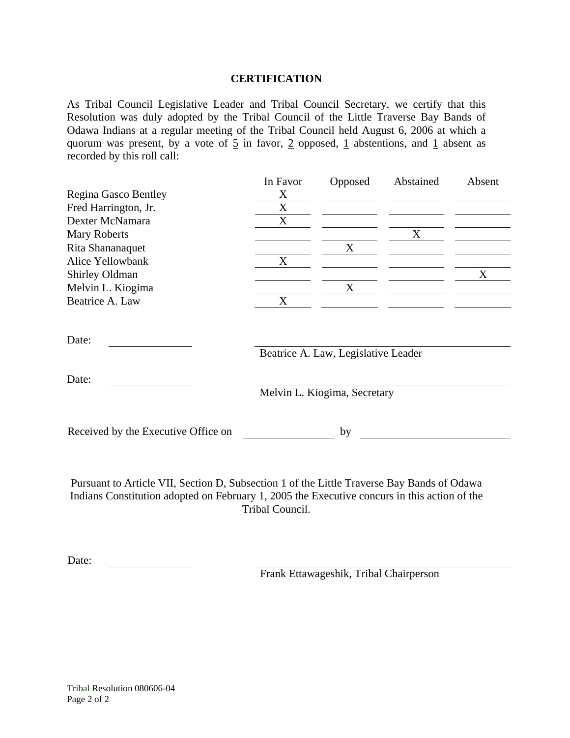## CERTIFICATION

As Tribal Council Legislative Leader and Tribal Council Secretary, we certify that this Resolution was duly adopted by the Tribal Council of the Little Traverse Bay Bands of Odawa Indians at a regular meeting of the Tribal Council held August 6, 2006 at which a quorum was present, by a vote of 5 in favor, 2 opposed, 1 abstentions, and 1 absent as recorded by this roll call:

| | In Favor | Opposed | Abstained | Absent |
|---|---|---|---|---|
| Regina Gasco Bentley | X | | | |
| Fred Harrington, Jr. | X | | | |
| Dexter McNamara | X | | | |
| Mary Roberts | | | X | |
| Rita Shananaquet | | X | | |
| Alice Yellowbank | X | | | |
| Shirley Oldman | | | | X |
| Melvin L. Kiogima | | X | | |
| Beatrice A. Law | X | | | |

Date: ____________ ______________________________
Beatrice A. Law, Legislative Leader

Date: ____________ ______________________________
Melvin L. Kiogima, Secretary

Received by the Executive Office on ____________ by ______________________

Pursuant to Article VII, Section D, Subsection 1 of the Little Traverse Bay Bands of Odawa Indians Constitution adopted on February 1, 2005 the Executive concurs in this action of the Tribal Council.

Date: ____________ ______________________________
Frank Ettawageshik, Tribal Chairperson

Tribal Resolution 080606-04